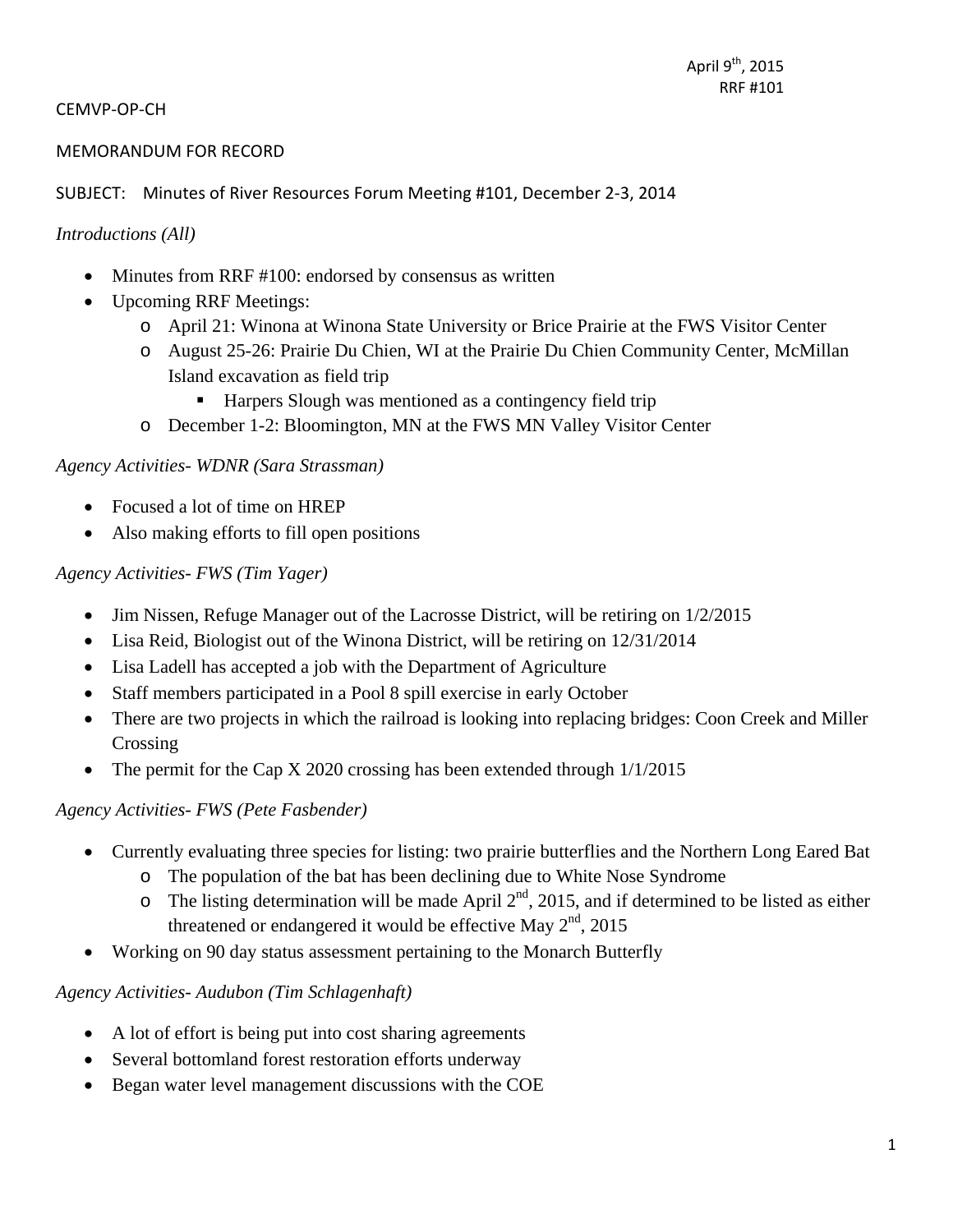April 9th, 2015
RRF #101

CEMVP-OP-CH

MEMORANDUM FOR RECORD

SUBJECT: Minutes of River Resources Forum Meeting #101, December 2-3, 2014

*Introductions (All)*

- Minutes from RRF #100: endorsed by consensus as written
- Upcoming RRF Meetings:
  - April 21: Winona at Winona State University or Brice Prairie at the FWS Visitor Center
  - August 25-26: Prairie Du Chien, WI at the Prairie Du Chien Community Center, McMillan Island excavation as field trip
    - Harpers Slough was mentioned as a contingency field trip
  - December 1-2: Bloomington, MN at the FWS MN Valley Visitor Center

*Agency Activities- WDNR (Sara Strassman)*

- Focused a lot of time on HREP
- Also making efforts to fill open positions

*Agency Activities- FWS (Tim Yager)*

- Jim Nissen, Refuge Manager out of the Lacrosse District, will be retiring on 1/2/2015
- Lisa Reid, Biologist out of the Winona District, will be retiring on 12/31/2014
- Lisa Ladell has accepted a job with the Department of Agriculture
- Staff members participated in a Pool 8 spill exercise in early October
- There are two projects in which the railroad is looking into replacing bridges: Coon Creek and Miller Crossing
- The permit for the Cap X 2020 crossing has been extended through 1/1/2015

*Agency Activities- FWS (Pete Fasbender)*

- Currently evaluating three species for listing: two prairie butterflies and the Northern Long Eared Bat
  - The population of the bat has been declining due to White Nose Syndrome
  - The listing determination will be made April 2nd, 2015, and if determined to be listed as either threatened or endangered it would be effective May 2nd, 2015
- Working on 90 day status assessment pertaining to the Monarch Butterfly

*Agency Activities- Audubon (Tim Schlagenhaft)*

- A lot of effort is being put into cost sharing agreements
- Several bottomland forest restoration efforts underway
- Began water level management discussions with the COE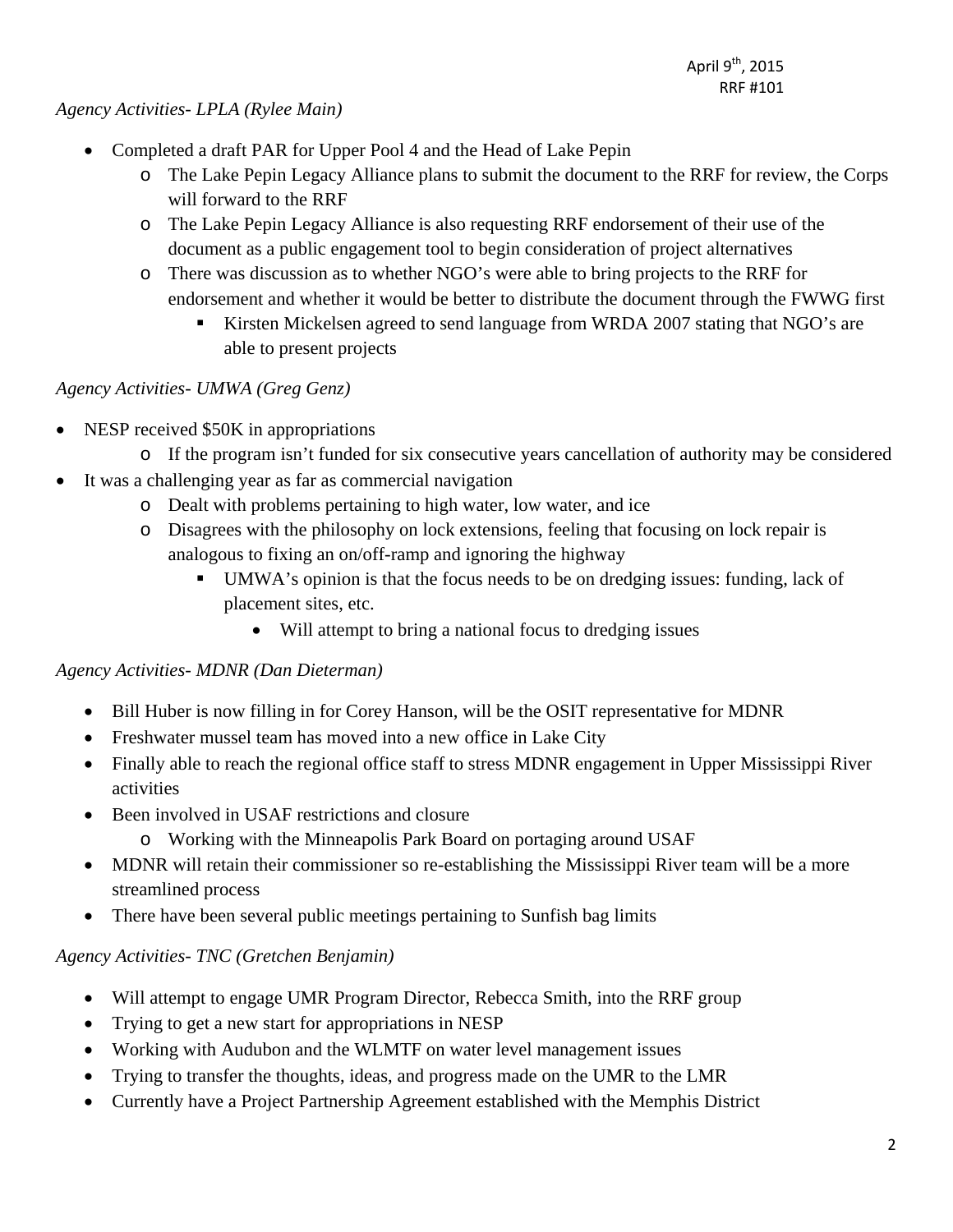*Agency Activities- LPLA (Rylee Main)*

- Completed a draft PAR for Upper Pool 4 and the Head of Lake Pepin
    - The Lake Pepin Legacy Alliance plans to submit the document to the RRF for review, the Corps will forward to the RRF
    - The Lake Pepin Legacy Alliance is also requesting RRF endorsement of their use of the document as a public engagement tool to begin consideration of project alternatives
    - There was discussion as to whether NGO's were able to bring projects to the RRF for endorsement and whether it would be better to distribute the document through the FWWG first
        - Kirsten Mickelsen agreed to send language from WRDA 2007 stating that NGO's are able to present projects

*Agency Activities- UMWA (Greg Genz)*

- NESP received $50K in appropriations
    - If the program isn't funded for six consecutive years cancellation of authority may be considered
- It was a challenging year as far as commercial navigation
    - Dealt with problems pertaining to high water, low water, and ice
    - Disagrees with the philosophy on lock extensions, feeling that focusing on lock repair is analogous to fixing an on/off-ramp and ignoring the highway
        - UMWA's opinion is that the focus needs to be on dredging issues: funding, lack of placement sites, etc.
            - Will attempt to bring a national focus to dredging issues

*Agency Activities- MDNR (Dan Dieterman)*

- Bill Huber is now filling in for Corey Hanson, will be the OSIT representative for MDNR
- Freshwater mussel team has moved into a new office in Lake City
- Finally able to reach the regional office staff to stress MDNR engagement in Upper Mississippi River activities
- Been involved in USAF restrictions and closure
    - Working with the Minneapolis Park Board on portaging around USAF
- MDNR will retain their commissioner so re-establishing the Mississippi River team will be a more streamlined process
- There have been several public meetings pertaining to Sunfish bag limits

*Agency Activities- TNC (Gretchen Benjamin)*

- Will attempt to engage UMR Program Director, Rebecca Smith, into the RRF group
- Trying to get a new start for appropriations in NESP
- Working with Audubon and the WLMTF on water level management issues
- Trying to transfer the thoughts, ideas, and progress made on the UMR to the LMR
- Currently have a Project Partnership Agreement established with the Memphis District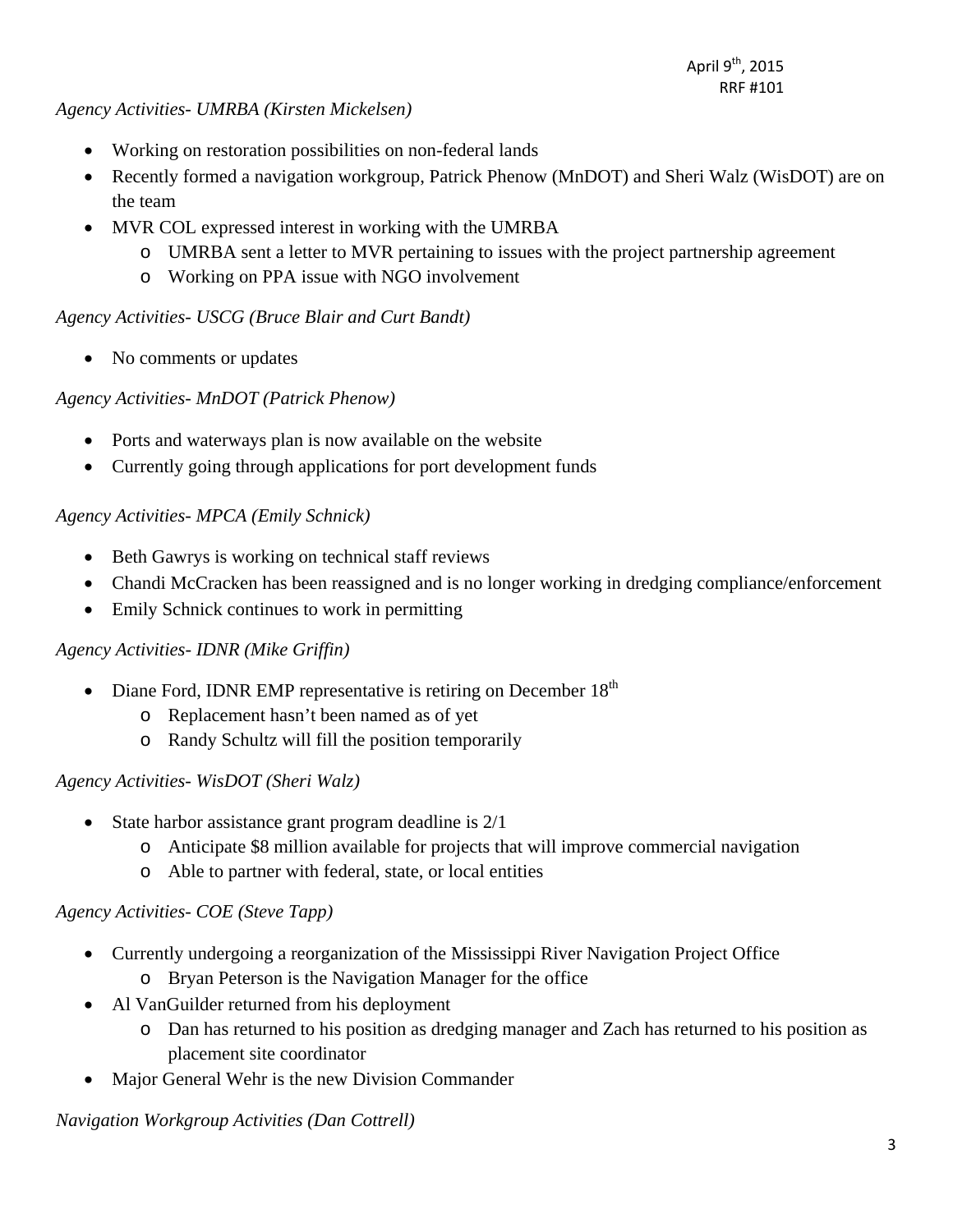*Agency Activities- UMRBA (Kirsten Mickelsen)*

- Working on restoration possibilities on non-federal lands
- Recently formed a navigation workgroup, Patrick Phenow (MnDOT) and Sheri Walz (WisDOT) are on the team
- MVR COL expressed interest in working with the UMRBA
  - UMRBA sent a letter to MVR pertaining to issues with the project partnership agreement
  - Working on PPA issue with NGO involvement

*Agency Activities- USCG (Bruce Blair and Curt Bandt)*

- No comments or updates

*Agency Activities- MnDOT (Patrick Phenow)*

- Ports and waterways plan is now available on the website
- Currently going through applications for port development funds

*Agency Activities- MPCA (Emily Schnick)*

- Beth Gawrys is working on technical staff reviews
- Chandi McCracken has been reassigned and is no longer working in dredging compliance/enforcement
- Emily Schnick continues to work in permitting

*Agency Activities- IDNR (Mike Griffin)*

- Diane Ford, IDNR EMP representative is retiring on December 18th
  - Replacement hasn't been named as of yet
  - Randy Schultz will fill the position temporarily

*Agency Activities- WisDOT (Sheri Walz)*

- State harbor assistance grant program deadline is 2/1
  - Anticipate $8 million available for projects that will improve commercial navigation
  - Able to partner with federal, state, or local entities

*Agency Activities- COE (Steve Tapp)*

- Currently undergoing a reorganization of the Mississippi River Navigation Project Office
  - Bryan Peterson is the Navigation Manager for the office
- Al VanGuilder returned from his deployment
  - Dan has returned to his position as dredging manager and Zach has returned to his position as placement site coordinator
- Major General Wehr is the new Division Commander

*Navigation Workgroup Activities (Dan Cottrell)*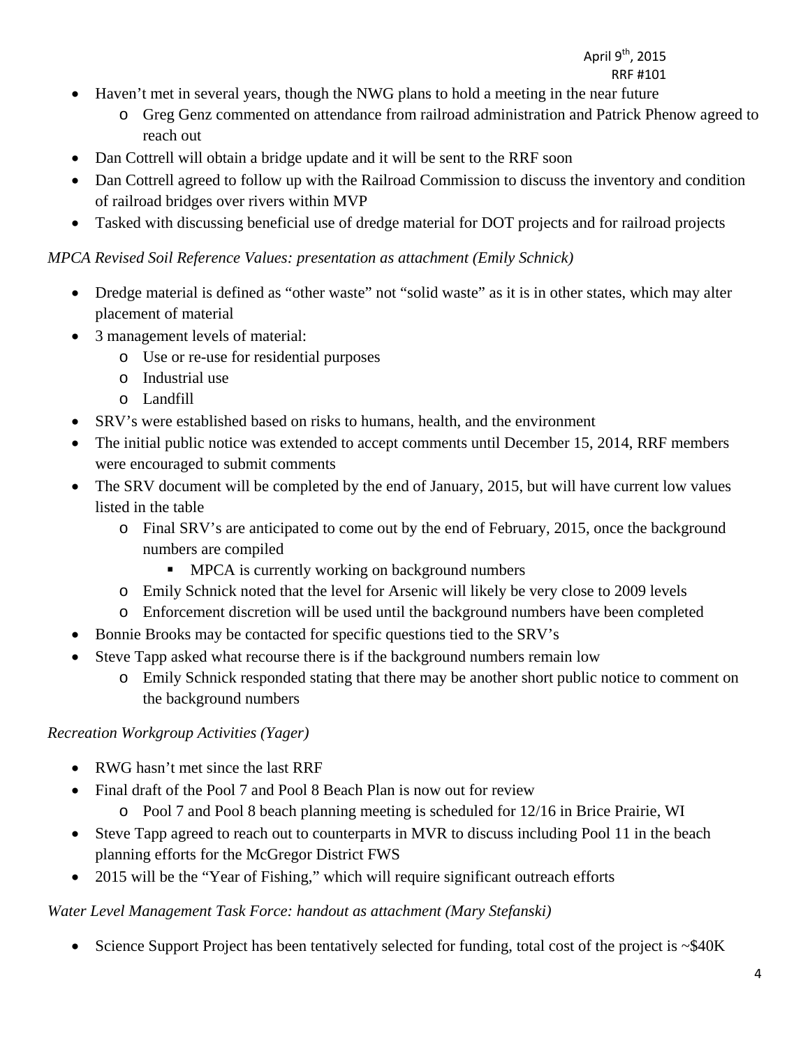- Haven't met in several years, though the NWG plans to hold a meeting in the near future
    - Greg Genz commented on attendance from railroad administration and Patrick Phenow agreed to reach out
- Dan Cottrell will obtain a bridge update and it will be sent to the RRF soon
- Dan Cottrell agreed to follow up with the Railroad Commission to discuss the inventory and condition of railroad bridges over rivers within MVP
- Tasked with discussing beneficial use of dredge material for DOT projects and for railroad projects

*MPCA Revised Soil Reference Values: presentation as attachment (Emily Schnick)*

- Dredge material is defined as "other waste" not "solid waste" as it is in other states, which may alter placement of material
- 3 management levels of material:
    - Use or re-use for residential purposes
    - Industrial use
    - Landfill
- SRV's were established based on risks to humans, health, and the environment
- The initial public notice was extended to accept comments until December 15, 2014, RRF members were encouraged to submit comments
- The SRV document will be completed by the end of January, 2015, but will have current low values listed in the table
    - Final SRV's are anticipated to come out by the end of February, 2015, once the background numbers are compiled
        - MPCA is currently working on background numbers
    - Emily Schnick noted that the level for Arsenic will likely be very close to 2009 levels
    - Enforcement discretion will be used until the background numbers have been completed
- Bonnie Brooks may be contacted for specific questions tied to the SRV's
- Steve Tapp asked what recourse there is if the background numbers remain low
    - Emily Schnick responded stating that there may be another short public notice to comment on the background numbers

*Recreation Workgroup Activities (Yager)*

- RWG hasn't met since the last RRF
- Final draft of the Pool 7 and Pool 8 Beach Plan is now out for review
    - Pool 7 and Pool 8 beach planning meeting is scheduled for 12/16 in Brice Prairie, WI
- Steve Tapp agreed to reach out to counterparts in MVR to discuss including Pool 11 in the beach planning efforts for the McGregor District FWS
- 2015 will be the "Year of Fishing," which will require significant outreach efforts

*Water Level Management Task Force: handout as attachment (Mary Stefanski)*

- Science Support Project has been tentatively selected for funding, total cost of the project is ~$40K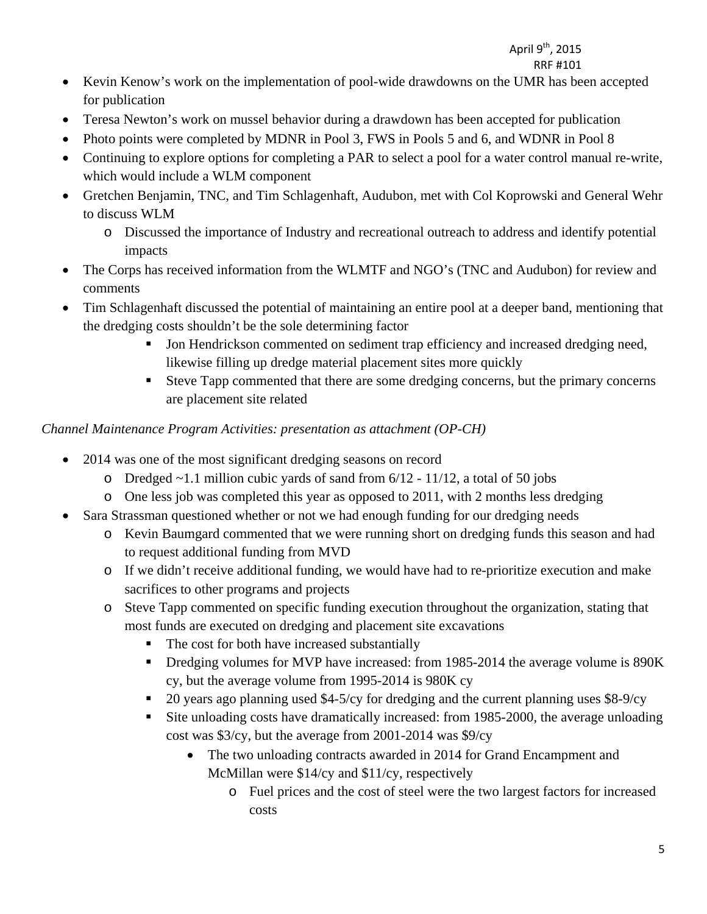- Kevin Kenow's work on the implementation of pool-wide drawdowns on the UMR has been accepted for publication
- Teresa Newton's work on mussel behavior during a drawdown has been accepted for publication
- Photo points were completed by MDNR in Pool 3, FWS in Pools 5 and 6, and WDNR in Pool 8
- Continuing to explore options for completing a PAR to select a pool for a water control manual re-write, which would include a WLM component
- Gretchen Benjamin, TNC, and Tim Schlagenhaft, Audubon, met with Col Koprowski and General Wehr to discuss WLM
    - Discussed the importance of Industry and recreational outreach to address and identify potential impacts
- The Corps has received information from the WLMTF and NGO's (TNC and Audubon) for review and comments
- Tim Schlagenhaft discussed the potential of maintaining an entire pool at a deeper band, mentioning that the dredging costs shouldn't be the sole determining factor
        - Jon Hendrickson commented on sediment trap efficiency and increased dredging need, likewise filling up dredge material placement sites more quickly
        - Steve Tapp commented that there are some dredging concerns, but the primary concerns are placement site related

*Channel Maintenance Program Activities: presentation as attachment (OP-CH)*

- 2014 was one of the most significant dredging seasons on record
    - Dredged ~1.1 million cubic yards of sand from 6/12 - 11/12, a total of 50 jobs
    - One less job was completed this year as opposed to 2011, with 2 months less dredging
- Sara Strassman questioned whether or not we had enough funding for our dredging needs
    - Kevin Baumgard commented that we were running short on dredging funds this season and had to request additional funding from MVD
    - If we didn't receive additional funding, we would have had to re-prioritize execution and make sacrifices to other programs and projects
    - Steve Tapp commented on specific funding execution throughout the organization, stating that most funds are executed on dredging and placement site excavations
        - The cost for both have increased substantially
        - Dredging volumes for MVP have increased: from 1985-2014 the average volume is 890K cy, but the average volume from 1995-2014 is 980K cy
        - 20 years ago planning used $4-5/cy for dredging and the current planning uses $8-9/cy
        - Site unloading costs have dramatically increased: from 1985-2000, the average unloading cost was $3/cy, but the average from 2001-2014 was $9/cy
            - The two unloading contracts awarded in 2014 for Grand Encampment and McMillan were $14/cy and $11/cy, respectively
                - Fuel prices and the cost of steel were the two largest factors for increased costs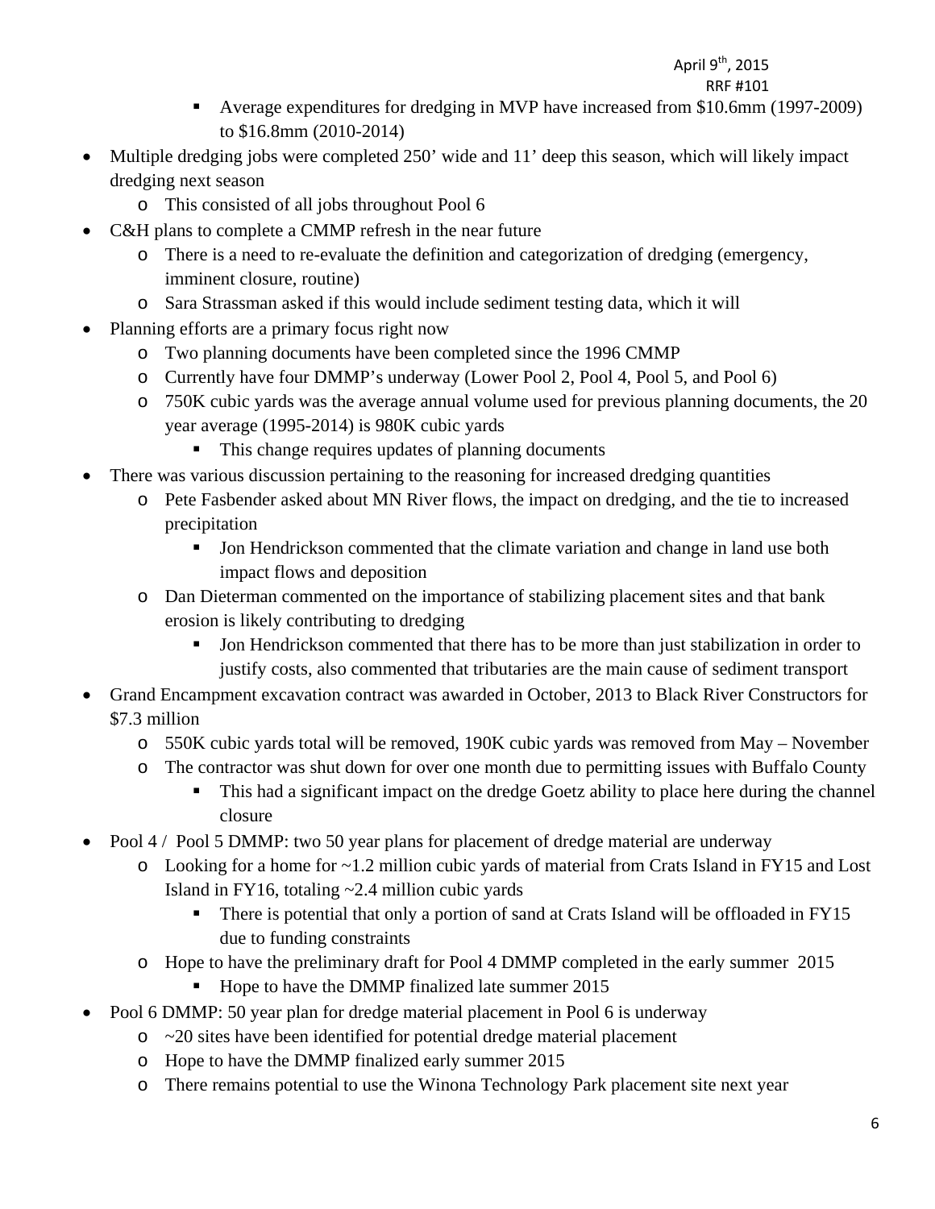- Average expenditures for dredging in MVP have increased from \$10.6mm (1997-2009) to \$16.8mm (2010-2014)
- Multiple dredging jobs were completed 250' wide and 11' deep this season, which will likely impact dredging next season
    - This consisted of all jobs throughout Pool 6
- C&H plans to complete a CMMP refresh in the near future
    - There is a need to re-evaluate the definition and categorization of dredging (emergency, imminent closure, routine)
    - Sara Strassman asked if this would include sediment testing data, which it will
- Planning efforts are a primary focus right now
    - Two planning documents have been completed since the 1996 CMMP
    - Currently have four DMMP's underway (Lower Pool 2, Pool 4, Pool 5, and Pool 6)
    - 750K cubic yards was the average annual volume used for previous planning documents, the 20 year average (1995-2014) is 980K cubic yards
        - This change requires updates of planning documents
- There was various discussion pertaining to the reasoning for increased dredging quantities
    - Pete Fasbender asked about MN River flows, the impact on dredging, and the tie to increased precipitation
        - Jon Hendrickson commented that the climate variation and change in land use both impact flows and deposition
    - Dan Dieterman commented on the importance of stabilizing placement sites and that bank erosion is likely contributing to dredging
        - Jon Hendrickson commented that there has to be more than just stabilization in order to justify costs, also commented that tributaries are the main cause of sediment transport
- Grand Encampment excavation contract was awarded in October, 2013 to Black River Constructors for \$7.3 million
    - 550K cubic yards total will be removed, 190K cubic yards was removed from May – November
    - The contractor was shut down for over one month due to permitting issues with Buffalo County
        - This had a significant impact on the dredge Goetz ability to place here during the channel closure
- Pool 4 / Pool 5 DMMP: two 50 year plans for placement of dredge material are underway
    - Looking for a home for ~1.2 million cubic yards of material from Crats Island in FY15 and Lost Island in FY16, totaling ~2.4 million cubic yards
        - There is potential that only a portion of sand at Crats Island will be offloaded in FY15 due to funding constraints
    - Hope to have the preliminary draft for Pool 4 DMMP completed in the early summer 2015
        - Hope to have the DMMP finalized late summer 2015
- Pool 6 DMMP: 50 year plan for dredge material placement in Pool 6 is underway
    - ~20 sites have been identified for potential dredge material placement
    - Hope to have the DMMP finalized early summer 2015
    - There remains potential to use the Winona Technology Park placement site next year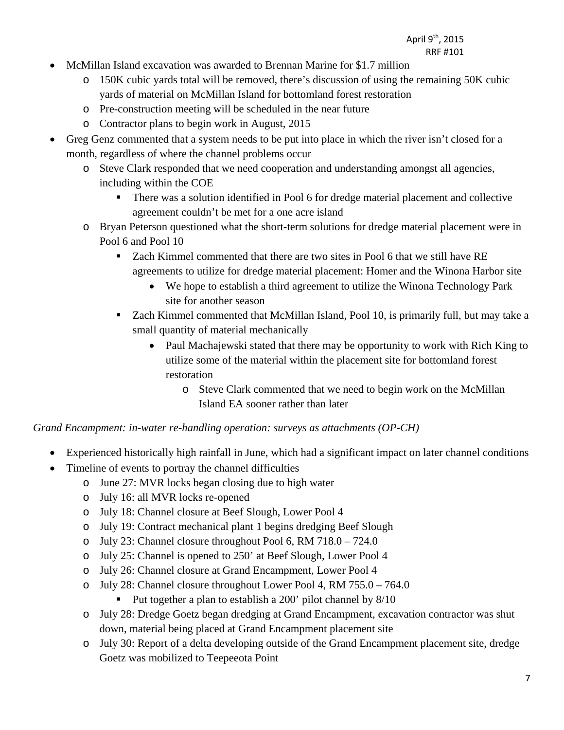- McMillan Island excavation was awarded to Brennan Marine for $1.7 million
  - 150K cubic yards total will be removed, there's discussion of using the remaining 50K cubic yards of material on McMillan Island for bottomland forest restoration
  - Pre-construction meeting will be scheduled in the near future
  - Contractor plans to begin work in August, 2015
- Greg Genz commented that a system needs to be put into place in which the river isn't closed for a month, regardless of where the channel problems occur
  - Steve Clark responded that we need cooperation and understanding amongst all agencies, including within the COE
    - There was a solution identified in Pool 6 for dredge material placement and collective agreement couldn't be met for a one acre island
  - Bryan Peterson questioned what the short-term solutions for dredge material placement were in Pool 6 and Pool 10
    - Zach Kimmel commented that there are two sites in Pool 6 that we still have RE agreements to utilize for dredge material placement: Homer and the Winona Harbor site
      - We hope to establish a third agreement to utilize the Winona Technology Park site for another season
    - Zach Kimmel commented that McMillan Island, Pool 10, is primarily full, but may take a small quantity of material mechanically
      - Paul Machajewski stated that there may be opportunity to work with Rich King to utilize some of the material within the placement site for bottomland forest restoration
        - Steve Clark commented that we need to begin work on the McMillan Island EA sooner rather than later

*Grand Encampment: in-water re-handling operation: surveys as attachments (OP-CH)*

- Experienced historically high rainfall in June, which had a significant impact on later channel conditions
- Timeline of events to portray the channel difficulties
  - June 27: MVR locks began closing due to high water
  - July 16: all MVR locks re-opened
  - July 18: Channel closure at Beef Slough, Lower Pool 4
  - July 19: Contract mechanical plant 1 begins dredging Beef Slough
  - July 23: Channel closure throughout Pool 6, RM 718.0 – 724.0
  - July 25: Channel is opened to 250' at Beef Slough, Lower Pool 4
  - July 26: Channel closure at Grand Encampment, Lower Pool 4
  - July 28: Channel closure throughout Lower Pool 4, RM 755.0 – 764.0
    - Put together a plan to establish a 200' pilot channel by 8/10
  - July 28: Dredge Goetz began dredging at Grand Encampment, excavation contractor was shut down, material being placed at Grand Encampment placement site
  - July 30: Report of a delta developing outside of the Grand Encampment placement site, dredge Goetz was mobilized to Teepeeota Point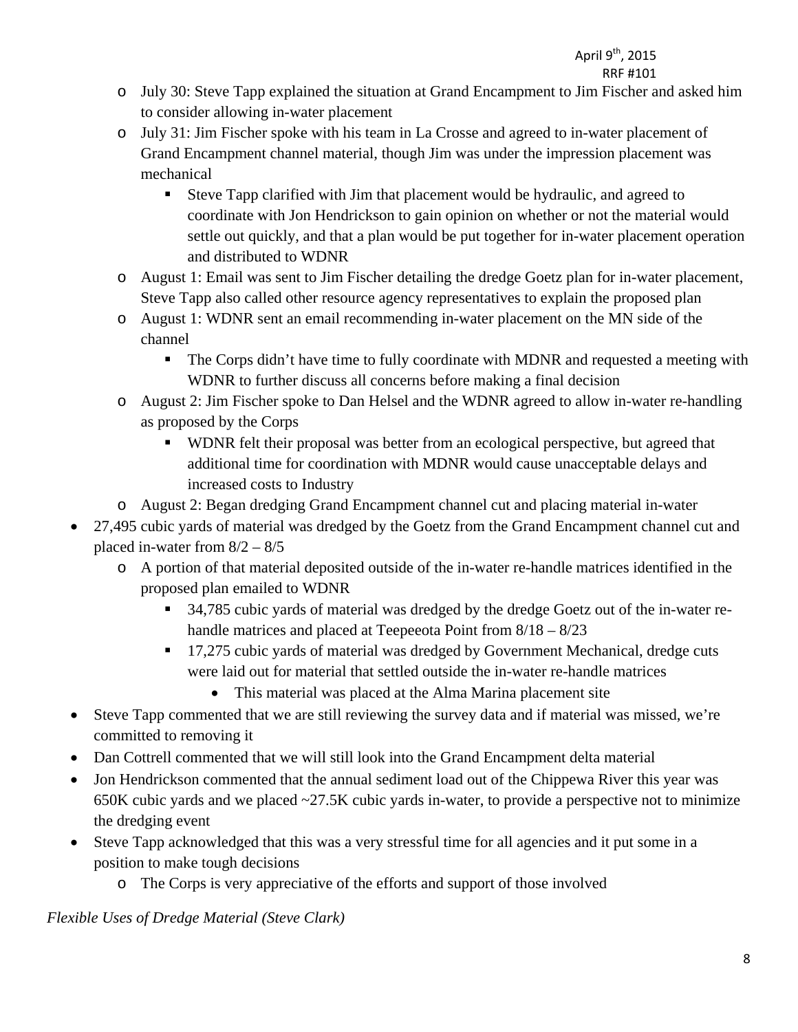- July 30: Steve Tapp explained the situation at Grand Encampment to Jim Fischer and asked him to consider allowing in-water placement
- July 31: Jim Fischer spoke with his team in La Crosse and agreed to in-water placement of Grand Encampment channel material, though Jim was under the impression placement was mechanical
  - Steve Tapp clarified with Jim that placement would be hydraulic, and agreed to coordinate with Jon Hendrickson to gain opinion on whether or not the material would settle out quickly, and that a plan would be put together for in-water placement operation and distributed to WDNR
- August 1: Email was sent to Jim Fischer detailing the dredge Goetz plan for in-water placement, Steve Tapp also called other resource agency representatives to explain the proposed plan
- August 1: WDNR sent an email recommending in-water placement on the MN side of the channel
  - The Corps didn't have time to fully coordinate with MDNR and requested a meeting with WDNR to further discuss all concerns before making a final decision
- August 2: Jim Fischer spoke to Dan Helsel and the WDNR agreed to allow in-water re-handling as proposed by the Corps
  - WDNR felt their proposal was better from an ecological perspective, but agreed that additional time for coordination with MDNR would cause unacceptable delays and increased costs to Industry
- August 2: Began dredging Grand Encampment channel cut and placing material in-water

- 27,495 cubic yards of material was dredged by the Goetz from the Grand Encampment channel cut and placed in-water from 8/2 – 8/5
  - A portion of that material deposited outside of the in-water re-handle matrices identified in the proposed plan emailed to WDNR
    - 34,785 cubic yards of material was dredged by the dredge Goetz out of the in-water re-handle matrices and placed at Teepeeota Point from 8/18 – 8/23
    - 17,275 cubic yards of material was dredged by Government Mechanical, dredge cuts were laid out for material that settled outside the in-water re-handle matrices
      - This material was placed at the Alma Marina placement site
- Steve Tapp commented that we are still reviewing the survey data and if material was missed, we're committed to removing it
- Dan Cottrell commented that we will still look into the Grand Encampment delta material
- Jon Hendrickson commented that the annual sediment load out of the Chippewa River this year was 650K cubic yards and we placed ~27.5K cubic yards in-water, to provide a perspective not to minimize the dredging event
- Steve Tapp acknowledged that this was a very stressful time for all agencies and it put some in a position to make tough decisions
  - The Corps is very appreciative of the efforts and support of those involved

*Flexible Uses of Dredge Material (Steve Clark)*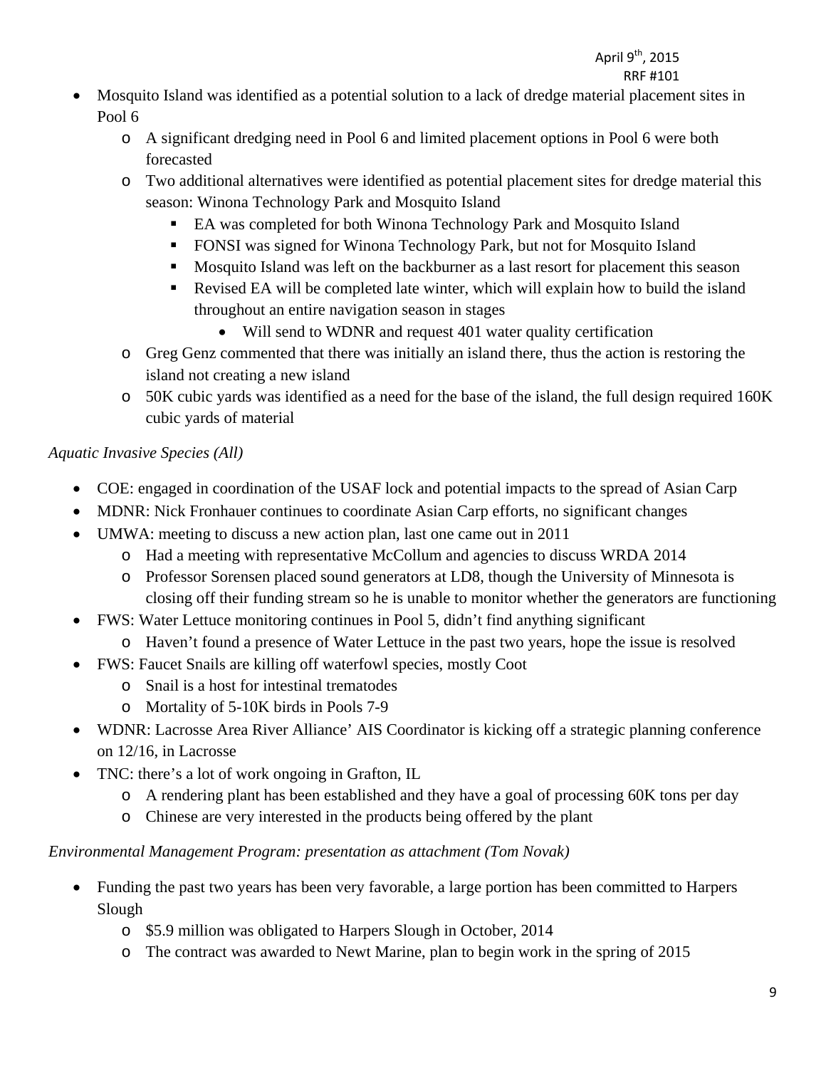- Mosquito Island was identified as a potential solution to a lack of dredge material placement sites in Pool 6
    - A significant dredging need in Pool 6 and limited placement options in Pool 6 were both forecasted
    - Two additional alternatives were identified as potential placement sites for dredge material this season: Winona Technology Park and Mosquito Island
        - EA was completed for both Winona Technology Park and Mosquito Island
        - FONSI was signed for Winona Technology Park, but not for Mosquito Island
        - Mosquito Island was left on the backburner as a last resort for placement this season
        - Revised EA will be completed late winter, which will explain how to build the island throughout an entire navigation season in stages
            - Will send to WDNR and request 401 water quality certification
    - Greg Genz commented that there was initially an island there, thus the action is restoring the island not creating a new island
    - 50K cubic yards was identified as a need for the base of the island, the full design required 160K cubic yards of material

*Aquatic Invasive Species (All)*

- COE: engaged in coordination of the USAF lock and potential impacts to the spread of Asian Carp
- MDNR: Nick Fronhauer continues to coordinate Asian Carp efforts, no significant changes
- UMWA: meeting to discuss a new action plan, last one came out in 2011
    - Had a meeting with representative McCollum and agencies to discuss WRDA 2014
    - Professor Sorensen placed sound generators at LD8, though the University of Minnesota is closing off their funding stream so he is unable to monitor whether the generators are functioning
- FWS: Water Lettuce monitoring continues in Pool 5, didn't find anything significant
    - Haven't found a presence of Water Lettuce in the past two years, hope the issue is resolved
- FWS: Faucet Snails are killing off waterfowl species, mostly Coot
    - Snail is a host for intestinal trematodes
    - Mortality of 5-10K birds in Pools 7-9
- WDNR: Lacrosse Area River Alliance' AIS Coordinator is kicking off a strategic planning conference on 12/16, in Lacrosse
- TNC: there's a lot of work ongoing in Grafton, IL
    - A rendering plant has been established and they have a goal of processing 60K tons per day
    - Chinese are very interested in the products being offered by the plant

*Environmental Management Program: presentation as attachment (Tom Novak)*

- Funding the past two years has been very favorable, a large portion has been committed to Harpers Slough
    - $5.9 million was obligated to Harpers Slough in October, 2014
    - The contract was awarded to Newt Marine, plan to begin work in the spring of 2015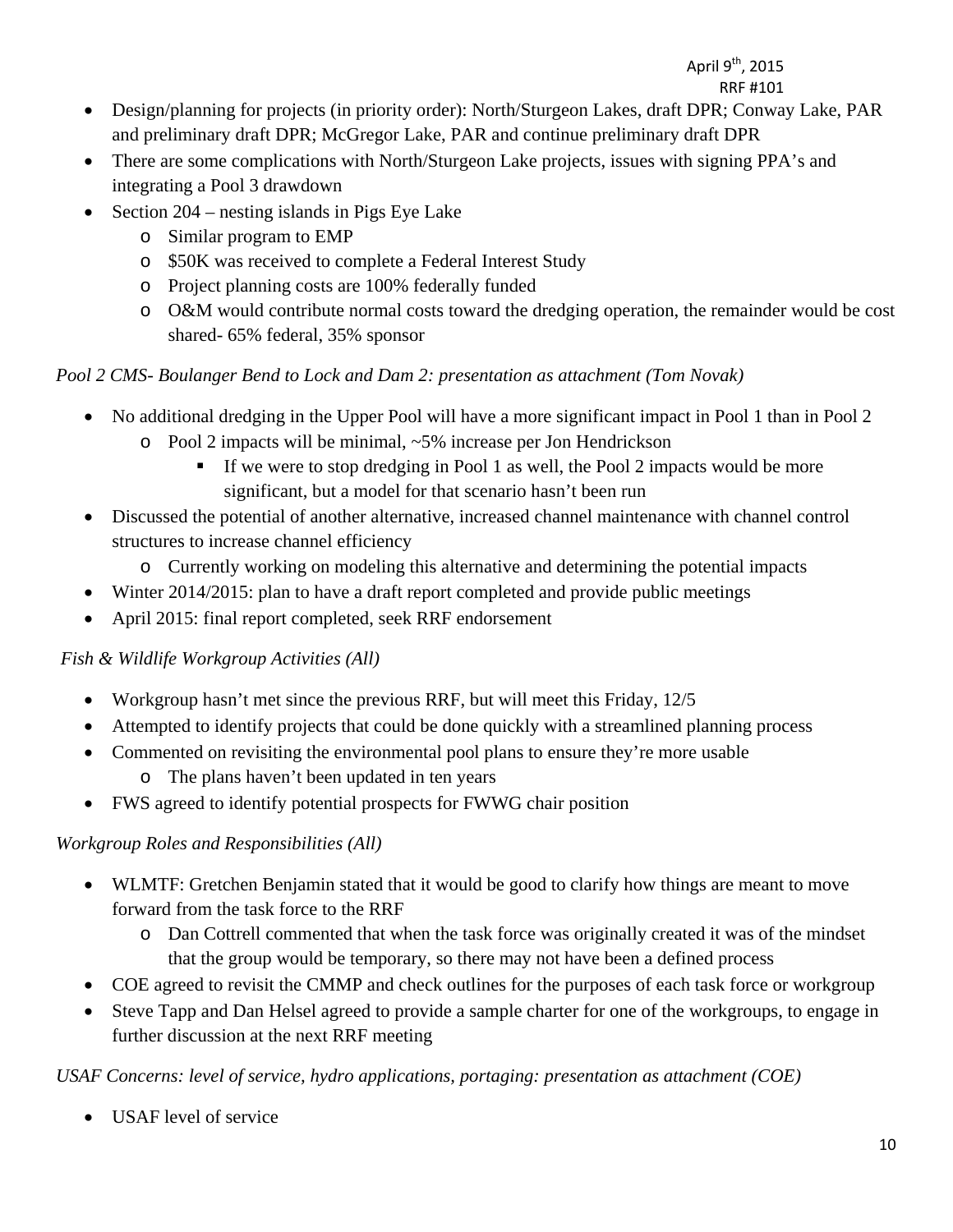- Design/planning for projects (in priority order): North/Sturgeon Lakes, draft DPR; Conway Lake, PAR and preliminary draft DPR; McGregor Lake, PAR and continue preliminary draft DPR
- There are some complications with North/Sturgeon Lake projects, issues with signing PPA's and integrating a Pool 3 drawdown
- Section 204 – nesting islands in Pigs Eye Lake
  - Similar program to EMP
  - $50K was received to complete a Federal Interest Study
  - Project planning costs are 100% federally funded
  - O&M would contribute normal costs toward the dredging operation, the remainder would be cost shared- 65% federal, 35% sponsor

*Pool 2 CMS- Boulanger Bend to Lock and Dam 2: presentation as attachment (Tom Novak)*

- No additional dredging in the Upper Pool will have a more significant impact in Pool 1 than in Pool 2
  - Pool 2 impacts will be minimal, ~5% increase per Jon Hendrickson
    - If we were to stop dredging in Pool 1 as well, the Pool 2 impacts would be more significant, but a model for that scenario hasn't been run
- Discussed the potential of another alternative, increased channel maintenance with channel control structures to increase channel efficiency
  - Currently working on modeling this alternative and determining the potential impacts
- Winter 2014/2015: plan to have a draft report completed and provide public meetings
- April 2015: final report completed, seek RRF endorsement

*Fish & Wildlife Workgroup Activities (All)*

- Workgroup hasn't met since the previous RRF, but will meet this Friday, 12/5
- Attempted to identify projects that could be done quickly with a streamlined planning process
- Commented on revisiting the environmental pool plans to ensure they're more usable
  - The plans haven't been updated in ten years
- FWS agreed to identify potential prospects for FWWG chair position

*Workgroup Roles and Responsibilities (All)*

- WLMTF: Gretchen Benjamin stated that it would be good to clarify how things are meant to move forward from the task force to the RRF
  - Dan Cottrell commented that when the task force was originally created it was of the mindset that the group would be temporary, so there may not have been a defined process
- COE agreed to revisit the CMMP and check outlines for the purposes of each task force or workgroup
- Steve Tapp and Dan Helsel agreed to provide a sample charter for one of the workgroups, to engage in further discussion at the next RRF meeting

*USAF Concerns: level of service, hydro applications, portaging: presentation as attachment (COE)*

- USAF level of service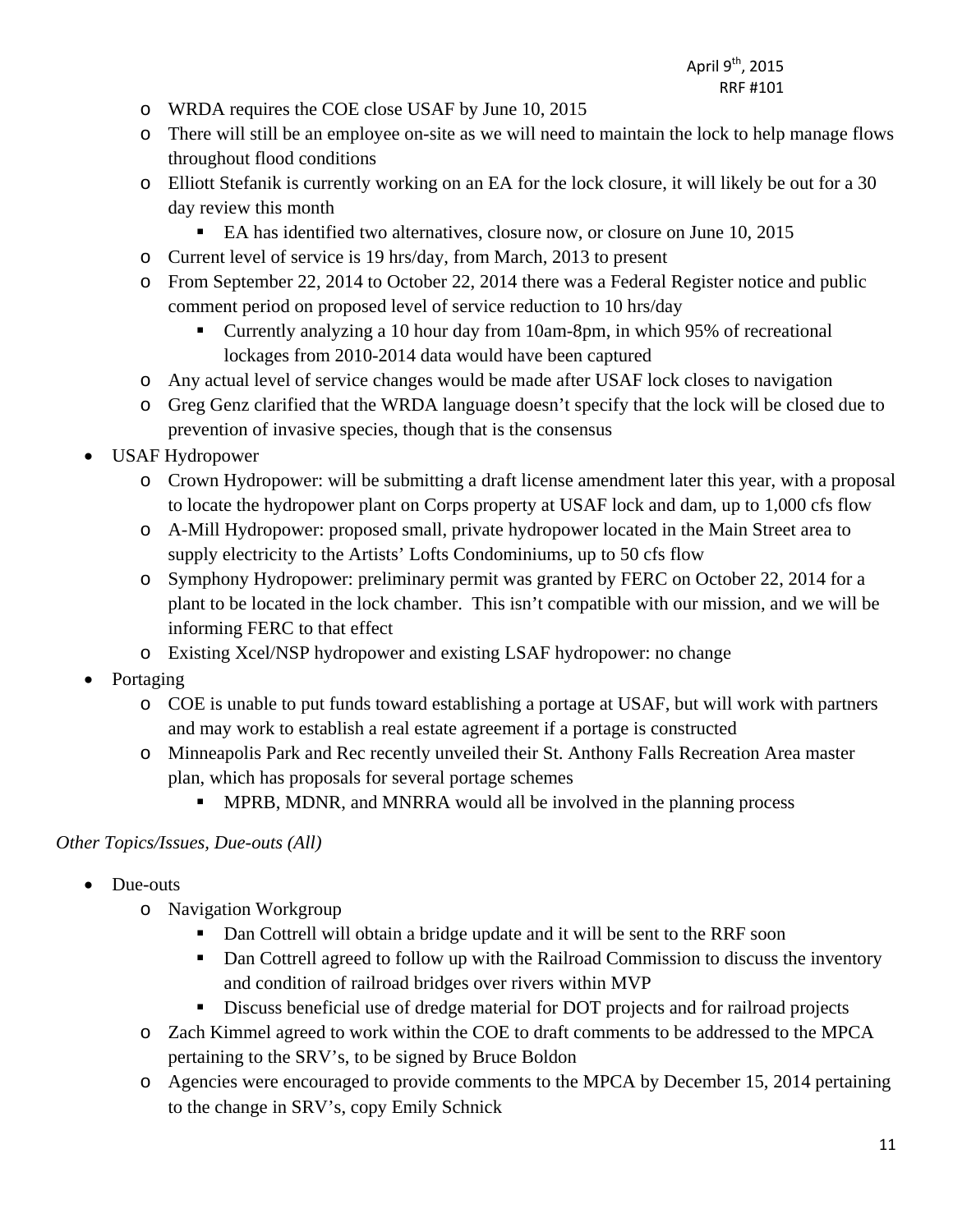- WRDA requires the COE close USAF by June 10, 2015
  - There will still be an employee on-site as we will need to maintain the lock to help manage flows throughout flood conditions
  - Elliott Stefanik is currently working on an EA for the lock closure, it will likely be out for a 30 day review this month
    - EA has identified two alternatives, closure now, or closure on June 10, 2015
  - Current level of service is 19 hrs/day, from March, 2013 to present
  - From September 22, 2014 to October 22, 2014 there was a Federal Register notice and public comment period on proposed level of service reduction to 10 hrs/day
    - Currently analyzing a 10 hour day from 10am-8pm, in which 95% of recreational lockages from 2010-2014 data would have been captured
  - Any actual level of service changes would be made after USAF lock closes to navigation
  - Greg Genz clarified that the WRDA language doesn't specify that the lock will be closed due to prevention of invasive species, though that is the consensus
- USAF Hydropower
  - Crown Hydropower: will be submitting a draft license amendment later this year, with a proposal to locate the hydropower plant on Corps property at USAF lock and dam, up to 1,000 cfs flow
  - A-Mill Hydropower: proposed small, private hydropower located in the Main Street area to supply electricity to the Artists' Lofts Condominiums, up to 50 cfs flow
  - Symphony Hydropower: preliminary permit was granted by FERC on October 22, 2014 for a plant to be located in the lock chamber. This isn't compatible with our mission, and we will be informing FERC to that effect
  - Existing Xcel/NSP hydropower and existing LSAF hydropower: no change
- Portaging
  - COE is unable to put funds toward establishing a portage at USAF, but will work with partners and may work to establish a real estate agreement if a portage is constructed
  - Minneapolis Park and Rec recently unveiled their St. Anthony Falls Recreation Area master plan, which has proposals for several portage schemes
    - MPRB, MDNR, and MNRRA would all be involved in the planning process

*Other Topics/Issues, Due-outs (All)*

- Due-outs
  - Navigation Workgroup
    - Dan Cottrell will obtain a bridge update and it will be sent to the RRF soon
    - Dan Cottrell agreed to follow up with the Railroad Commission to discuss the inventory and condition of railroad bridges over rivers within MVP
    - Discuss beneficial use of dredge material for DOT projects and for railroad projects
  - Zach Kimmel agreed to work within the COE to draft comments to be addressed to the MPCA pertaining to the SRV's, to be signed by Bruce Boldon
  - Agencies were encouraged to provide comments to the MPCA by December 15, 2014 pertaining to the change in SRV's, copy Emily Schnick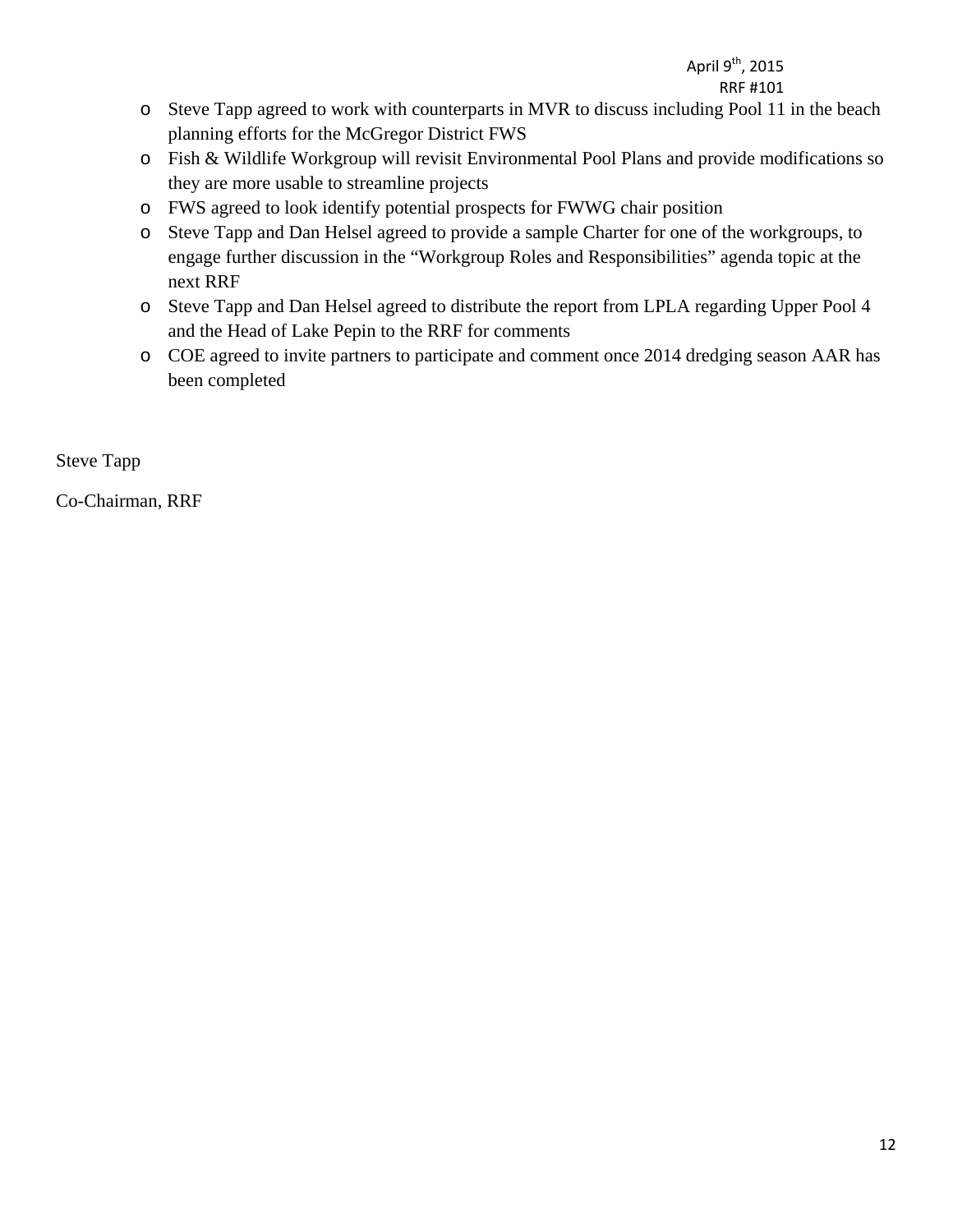- Steve Tapp agreed to work with counterparts in MVR to discuss including Pool 11 in the beach planning efforts for the McGregor District FWS
- Fish & Wildlife Workgroup will revisit Environmental Pool Plans and provide modifications so they are more usable to streamline projects
- FWS agreed to look identify potential prospects for FWWG chair position
- Steve Tapp and Dan Helsel agreed to provide a sample Charter for one of the workgroups, to engage further discussion in the "Workgroup Roles and Responsibilities" agenda topic at the next RRF
- Steve Tapp and Dan Helsel agreed to distribute the report from LPLA regarding Upper Pool 4 and the Head of Lake Pepin to the RRF for comments
- COE agreed to invite partners to participate and comment once 2014 dredging season AAR has been completed

Steve Tapp

Co-Chairman, RRF